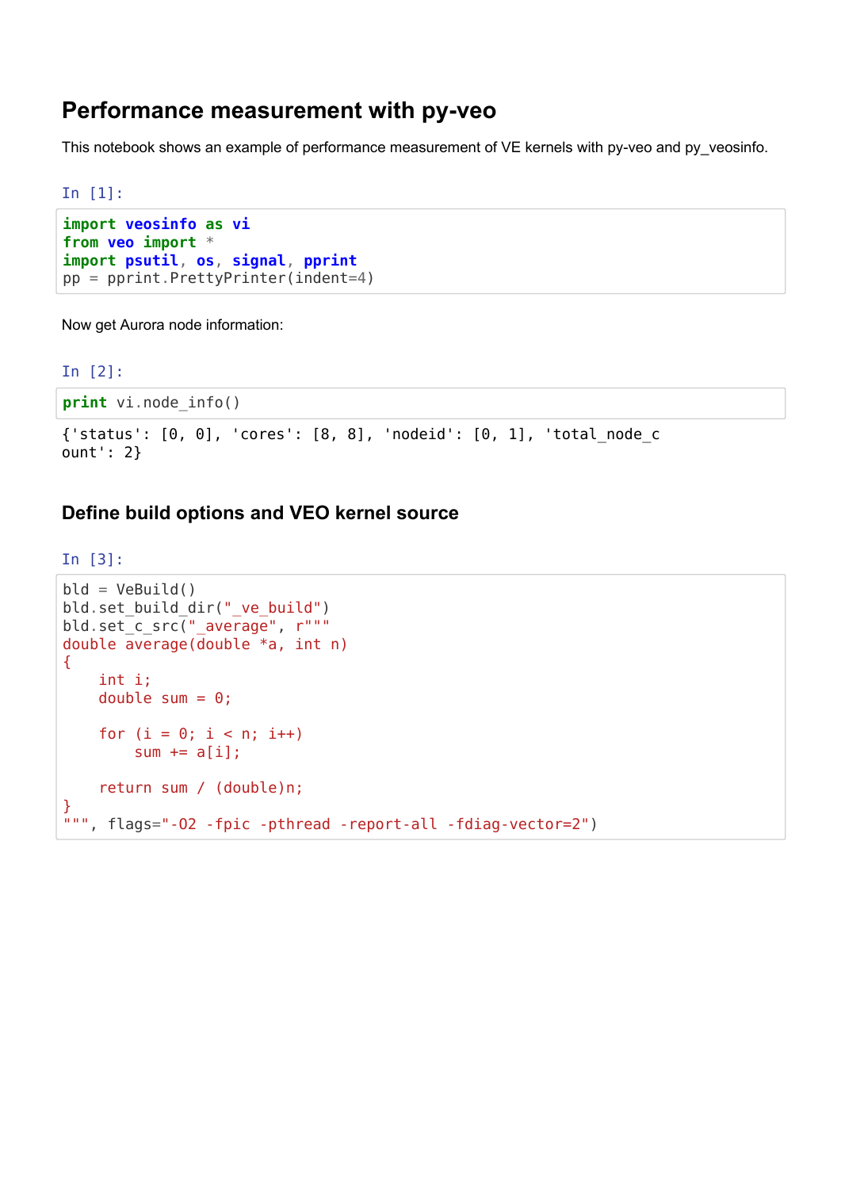## Performance measurement with py-veo

This notebook shows an example of performance measurement of VE kernels with py-veo and py_veosinfo.

In [1]:

```
import veosinfo as vi
from veo import *
import psutil, os, signal, pprint
pp = pprint.PrettyPrinter(indent=4)
```

Now get Aurora node information:

In [2]:

```
print vi.node_info()
```

```
{'status': [0, 0], 'cores': [8, 8], 'nodeid': [0, 1], 'total_node_c
ount': 2}
```

### Define build options and VEO kernel source

In [3]:

```
bld = VeBuild()
bld.set_build_dir("_ve_build")
bld.set_c_src("_average", r"""
double average(double *a, int n)
{
    int i;
    double sum = 0;

    for (i = 0; i < n; i++)
        sum += a[i];

    return sum / (double)n;
}
""", flags="-O2 -fpic -pthread -report-all -fdiag-vector=2")
```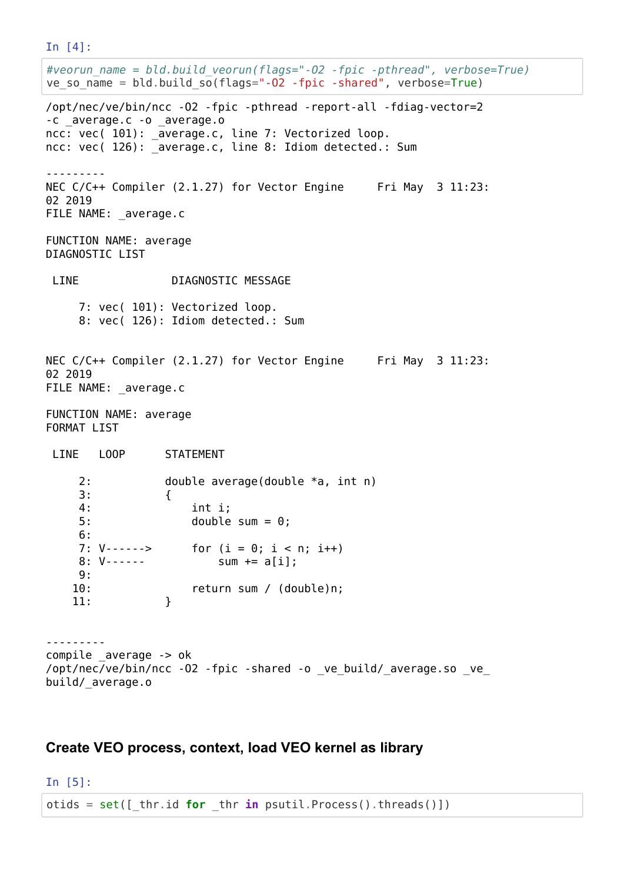In [4]:

```
#veorun_name = bld.build_veorun(flags="-O2 -fpic -pthread", verbose=True)
ve_so_name = bld.build_so(flags="-O2 -fpic -shared", verbose=True)
```

```
/opt/nec/ve/bin/ncc -O2 -fpic -pthread -report-all -fdiag-vector=2
-c _average.c -o _average.o
ncc: vec( 101): _average.c, line 7: Vectorized loop.
ncc: vec( 126): _average.c, line 8: Idiom detected.: Sum

---------
NEC C/C++ Compiler (2.1.27) for Vector Engine     Fri May  3 11:23:
02 2019
FILE NAME: _average.c

FUNCTION NAME: average
DIAGNOSTIC LIST

 LINE              DIAGNOSTIC MESSAGE

     7: vec( 101): Vectorized loop.
     8: vec( 126): Idiom detected.: Sum


NEC C/C++ Compiler (2.1.27) for Vector Engine     Fri May  3 11:23:
02 2019
FILE NAME: _average.c

FUNCTION NAME: average
FORMAT LIST

 LINE   LOOP      STATEMENT

     2:           double average(double *a, int n)
     3:           {
     4:               int i;
     5:               double sum = 0;
     6:
     7: V------>      for (i = 0; i < n; i++)
     8: V------           sum += a[i];
     9:
    10:               return sum / (double)n;
    11:           }


---------
compile _average -> ok
/opt/nec/ve/bin/ncc -O2 -fpic -shared -o _ve_build/_average.so _ve_
build/_average.o
```

## Create VEO process, context, load VEO kernel as library

In [5]:

```
otids = set([_thr.id for _thr in psutil.Process().threads()])
```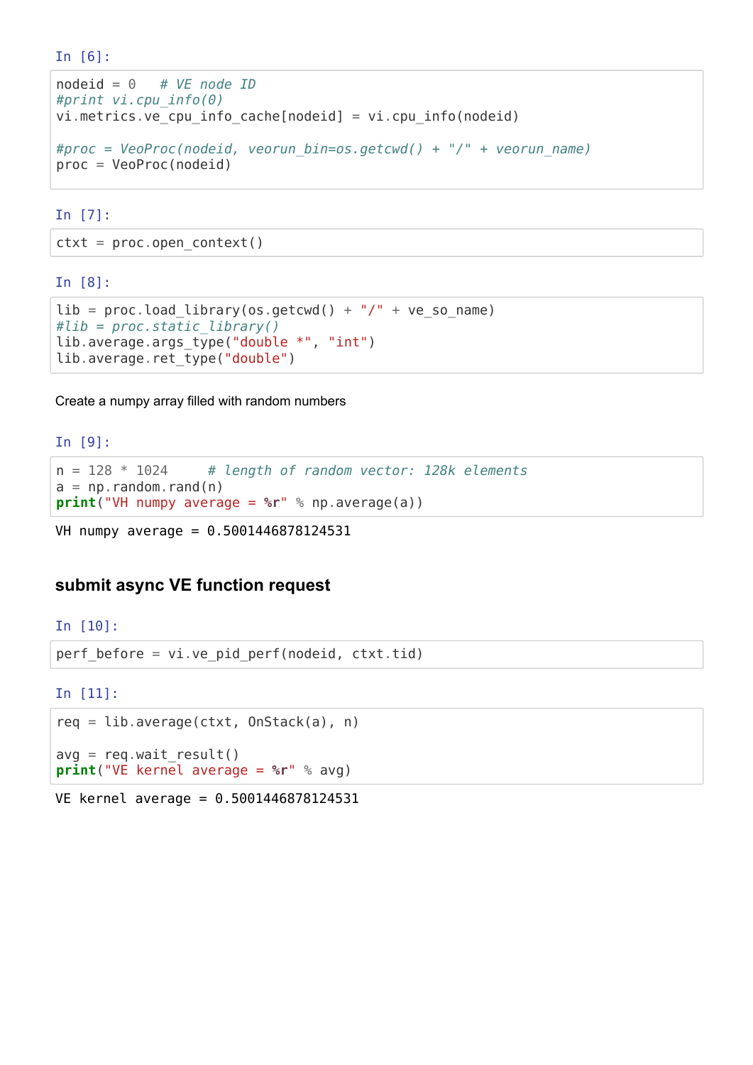In [6]:

```
nodeid = 0   # VE node ID
#print vi.cpu_info(0)
vi.metrics.ve_cpu_info_cache[nodeid] = vi.cpu_info(nodeid)

#proc = VeoProc(nodeid, veorun_bin=os.getcwd() + "/" + veorun_name)
proc = VeoProc(nodeid)
```

In [7]:

```
ctxt = proc.open_context()
```

In [8]:

```
lib = proc.load_library(os.getcwd() + "/" + ve_so_name)
#lib = proc.static_library()
lib.average.args_type("double *", "int")
lib.average.ret_type("double")
```

Create a numpy array filled with random numbers

In [9]:

```
n = 128 * 1024     # length of random vector: 128k elements
a = np.random.rand(n)
print("VH numpy average = %r" % np.average(a))
```

```
VH numpy average = 0.5001446878124531
```

### submit async VE function request

In [10]:

```
perf_before = vi.ve_pid_perf(nodeid, ctxt.tid)
```

In [11]:

```
req = lib.average(ctxt, OnStack(a), n)

avg = req.wait_result()
print("VE kernel average = %r" % avg)
```

```
VE kernel average = 0.5001446878124531
```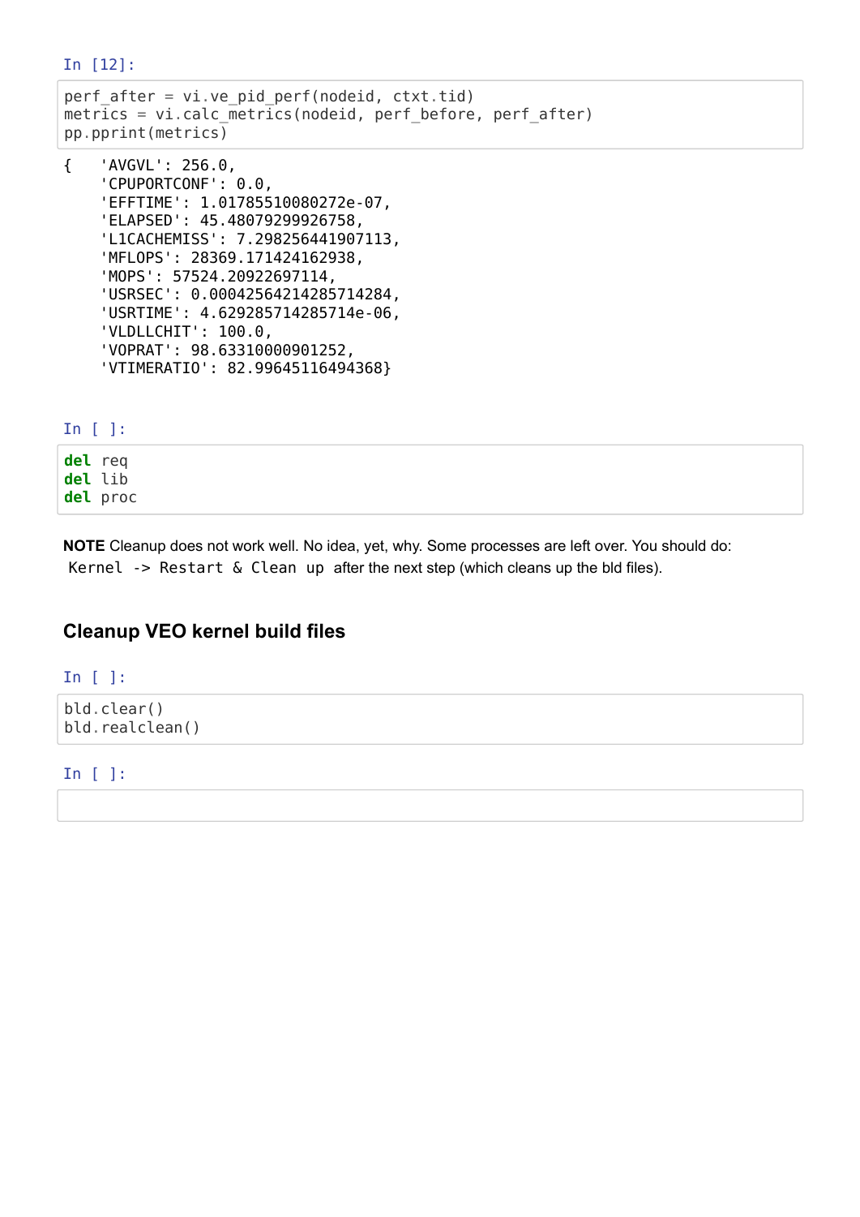In [12]:

```
perf_after = vi.ve_pid_perf(nodeid, ctxt.tid)
metrics = vi.calc_metrics(nodeid, perf_before, perf_after)
pp.pprint(metrics)
```

```
{   'AVGVL': 256.0,
    'CPUPORTCONF': 0.0,
    'EFFTIME': 1.01785510080272e-07,
    'ELAPSED': 45.48079299926758,
    'L1CACHEMISS': 7.298256441907113,
    'MFLOPS': 28369.171424162938,
    'MOPS': 57524.20922697114,
    'USRSEC': 0.00042564214285714284,
    'USRTIME': 4.629285714285714e-06,
    'VLDLLCHIT': 100.0,
    'VOPRAT': 98.63310000901252,
    'VTIMERATIO': 82.99645116494368}
```

In [ ]:

```
del req
del lib
del proc
```

**NOTE** Cleanup does not work well. No idea, yet, why. Some processes are left over. You should do: `Kernel -> Restart & Clean up` after the next step (which cleans up the bld files).

### Cleanup VEO kernel build files

In [ ]:

```
bld.clear()
bld.realclean()
```

In [ ]: